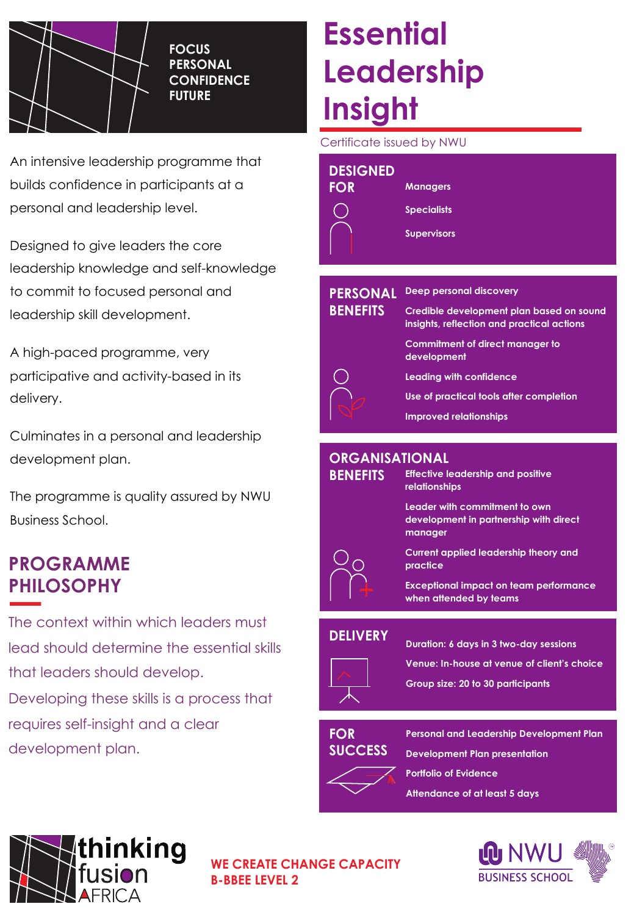FOCUS
PERSONAL
CONFIDENCE
FUTURE

# Essential Leadership Insight

Certificate issued by NWU

An intensive leadership programme that builds confidence in participants at a personal and leadership level.

Designed to give leaders the core leadership knowledge and self-knowledge to commit to focused personal and leadership skill development.

A high-paced programme, very participative and activity-based in its delivery.

Culminates in a personal and leadership development plan.

The programme is quality assured by NWU Business School.

## PROGRAMME PHILOSOPHY

The context within which leaders must lead should determine the essential skills that leaders should develop.
Developing these skills is a process that requires self-insight and a clear development plan.

### DESIGNED FOR

- Managers
- Specialists
- Supervisors

### PERSONAL BENEFITS

- Deep personal discovery
- Credible development plan based on sound insights, reflection and practical actions
- Commitment of direct manager to development
- Leading with confidence
- Use of practical tools after completion
- Improved relationships

### ORGANISATIONAL BENEFITS

- Effective leadership and positive relationships
- Leader with commitment to own development in partnership with direct manager
- Current applied leadership theory and practice
- Exceptional impact on team performance when attended by teams

### DELIVERY

- Duration: 6 days in 3 two-day sessions
- Venue: In-house at venue of client's choice
- Group size: 20 to 30 participants

### FOR SUCCESS

- Personal and Leadership Development Plan
- Development Plan presentation
- Portfolio of Evidence
- Attendance of at least 5 days

thinking fusion AFRICA

**WE CREATE CHANGE CAPACITY**
**B-BBEE LEVEL 2**

NWU BUSINESS SCHOOL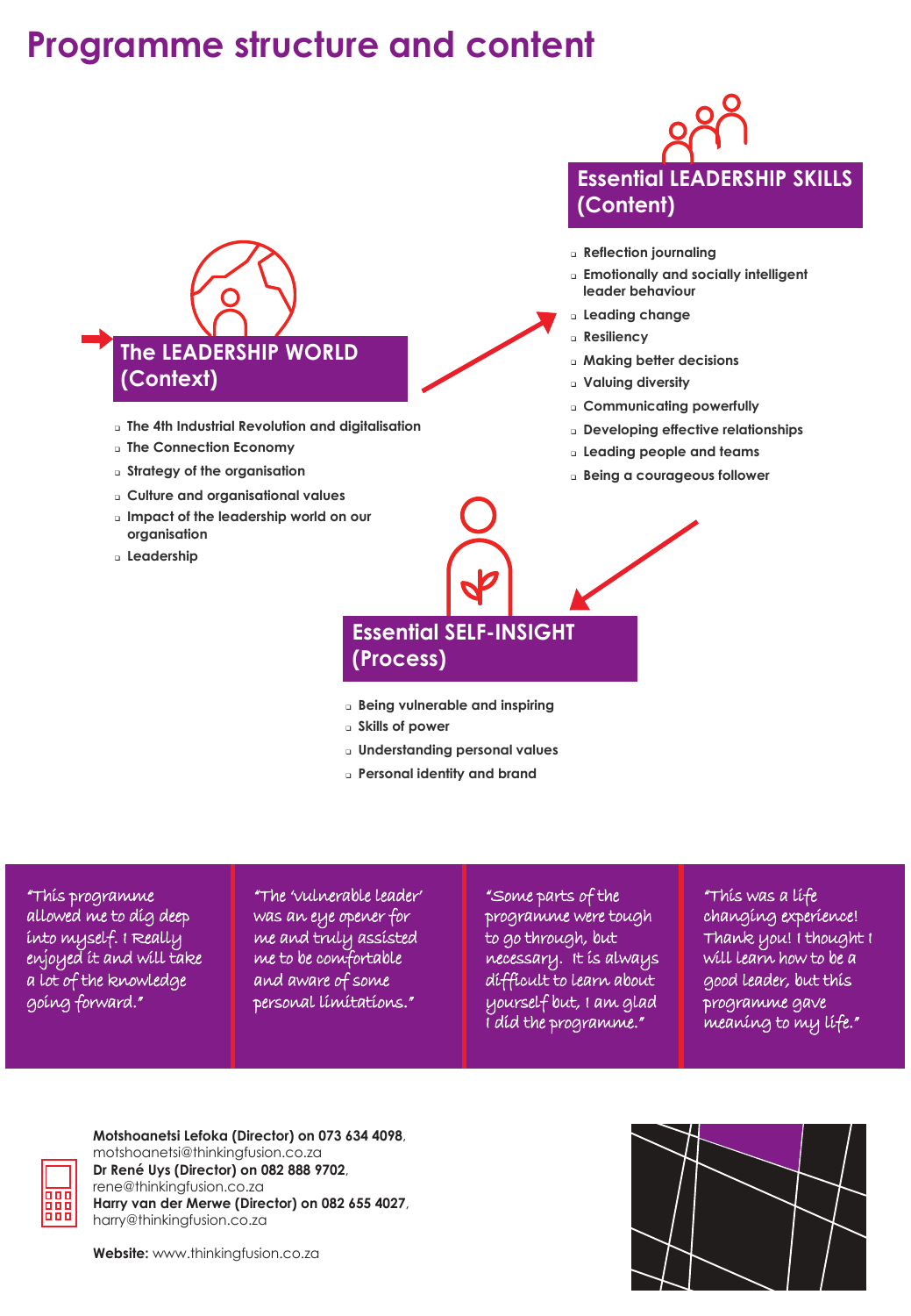# Programme structure and content

## The LEADERSHIP WORLD (Context)

- The 4th Industrial Revolution and digitalisation
- The Connection Economy
- Strategy of the organisation
- Culture and organisational values
- Impact of the leadership world on our organisation
- Leadership

## Essential LEADERSHIP SKILLS (Content)

- Reflection journaling
- Emotionally and socially intelligent leader behaviour
- Leading change
- Resiliency
- Making better decisions
- Valuing diversity
- Communicating powerfully
- Developing effective relationships
- Leading people and teams
- Being a courageous follower

## Essential SELF-INSIGHT (Process)

- Being vulnerable and inspiring
- Skills of power
- Understanding personal values
- Personal identity and brand

"This programme allowed me to dig deep into myself. I Really enjoyed it and will take a lot of the knowledge going forward."

"The 'vulnerable leader' was an eye opener for me and truly assisted me to be comfortable and aware of some personal limitations."

"Some parts of the programme were tough to go through, but necessary. It is always difficult to learn about yourself but, I am glad I did the programme."

"This was a life changing experience! Thank you! I thought I will learn how to be a good leader, but this programme gave meaning to my life."

**Motshoanetsi Lefoka (Director) on 073 634 4098**, motshoanetsi@thinkingfusion.co.za
**Dr René Uys (Director) on 082 888 9702**, rene@thinkingfusion.co.za
**Harry van der Merwe (Director) on 082 655 4027**, harry@thinkingfusion.co.za

**Website:** www.thinkingfusion.co.za